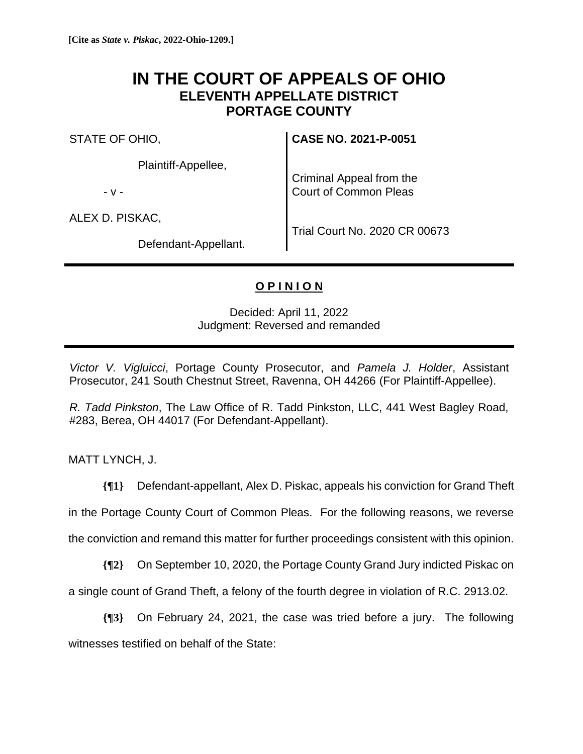**[Cite as *State v. Piskac*, 2022-Ohio-1209.]**

# IN THE COURT OF APPEALS OF OHIO
## ELEVENTH APPELLATE DISTRICT
## PORTAGE COUNTY

| | |
|---|---|
| STATE OF OHIO,<br><br>Plaintiff-Appellee,<br><br>- v -<br><br>ALEX D. PISKAC,<br><br>Defendant-Appellant. | **CASE NO. 2021-P-0051**<br><br>Criminal Appeal from the Court of Common Pleas<br><br>Trial Court No. 2020 CR 00673 |

---

**O P I N I O N**

Decided: April 11, 2022
Judgment: Reversed and remanded

---

*Victor V. Vigluicci*, Portage County Prosecutor, and *Pamela J. Holder*, Assistant Prosecutor, 241 South Chestnut Street, Ravenna, OH 44266 (For Plaintiff-Appellee).

*R. Tadd Pinkston*, The Law Office of R. Tadd Pinkston, LLC, 441 West Bagley Road, #283, Berea, OH 44017 (For Defendant-Appellant).

MATT LYNCH, J.

**{¶1}** Defendant-appellant, Alex D. Piskac, appeals his conviction for Grand Theft in the Portage County Court of Common Pleas. For the following reasons, we reverse the conviction and remand this matter for further proceedings consistent with this opinion.

**{¶2}** On September 10, 2020, the Portage County Grand Jury indicted Piskac on a single count of Grand Theft, a felony of the fourth degree in violation of R.C. 2913.02.

**{¶3}** On February 24, 2021, the case was tried before a jury. The following witnesses testified on behalf of the State: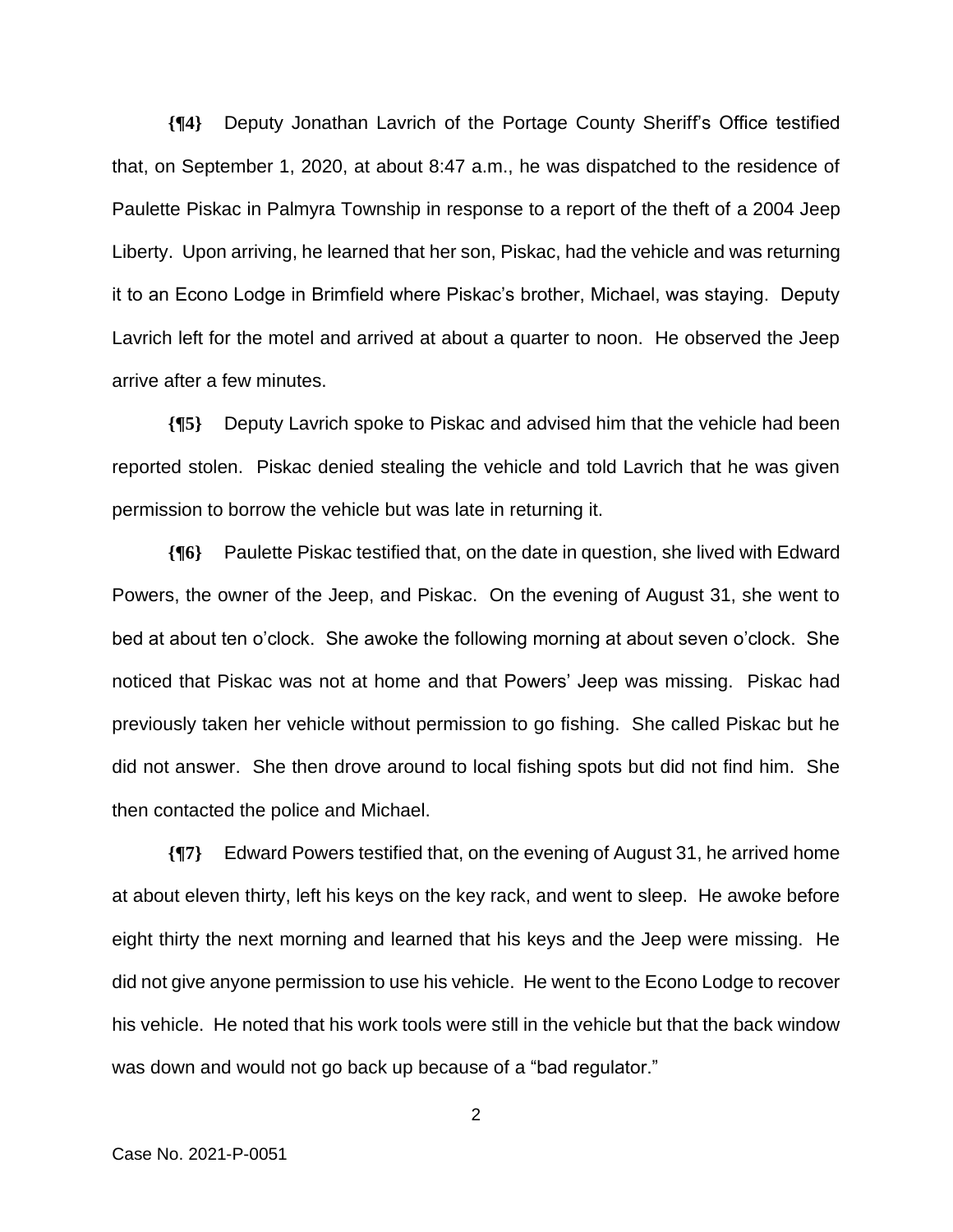**{¶4}** Deputy Jonathan Lavrich of the Portage County Sheriff's Office testified that, on September 1, 2020, at about 8:47 a.m., he was dispatched to the residence of Paulette Piskac in Palmyra Township in response to a report of the theft of a 2004 Jeep Liberty. Upon arriving, he learned that her son, Piskac, had the vehicle and was returning it to an Econo Lodge in Brimfield where Piskac's brother, Michael, was staying. Deputy Lavrich left for the motel and arrived at about a quarter to noon. He observed the Jeep arrive after a few minutes.

**{¶5}** Deputy Lavrich spoke to Piskac and advised him that the vehicle had been reported stolen. Piskac denied stealing the vehicle and told Lavrich that he was given permission to borrow the vehicle but was late in returning it.

**{¶6}** Paulette Piskac testified that, on the date in question, she lived with Edward Powers, the owner of the Jeep, and Piskac. On the evening of August 31, she went to bed at about ten o'clock. She awoke the following morning at about seven o'clock. She noticed that Piskac was not at home and that Powers' Jeep was missing. Piskac had previously taken her vehicle without permission to go fishing. She called Piskac but he did not answer. She then drove around to local fishing spots but did not find him. She then contacted the police and Michael.

**{¶7}** Edward Powers testified that, on the evening of August 31, he arrived home at about eleven thirty, left his keys on the key rack, and went to sleep. He awoke before eight thirty the next morning and learned that his keys and the Jeep were missing. He did not give anyone permission to use his vehicle. He went to the Econo Lodge to recover his vehicle. He noted that his work tools were still in the vehicle but that the back window was down and would not go back up because of a "bad regulator."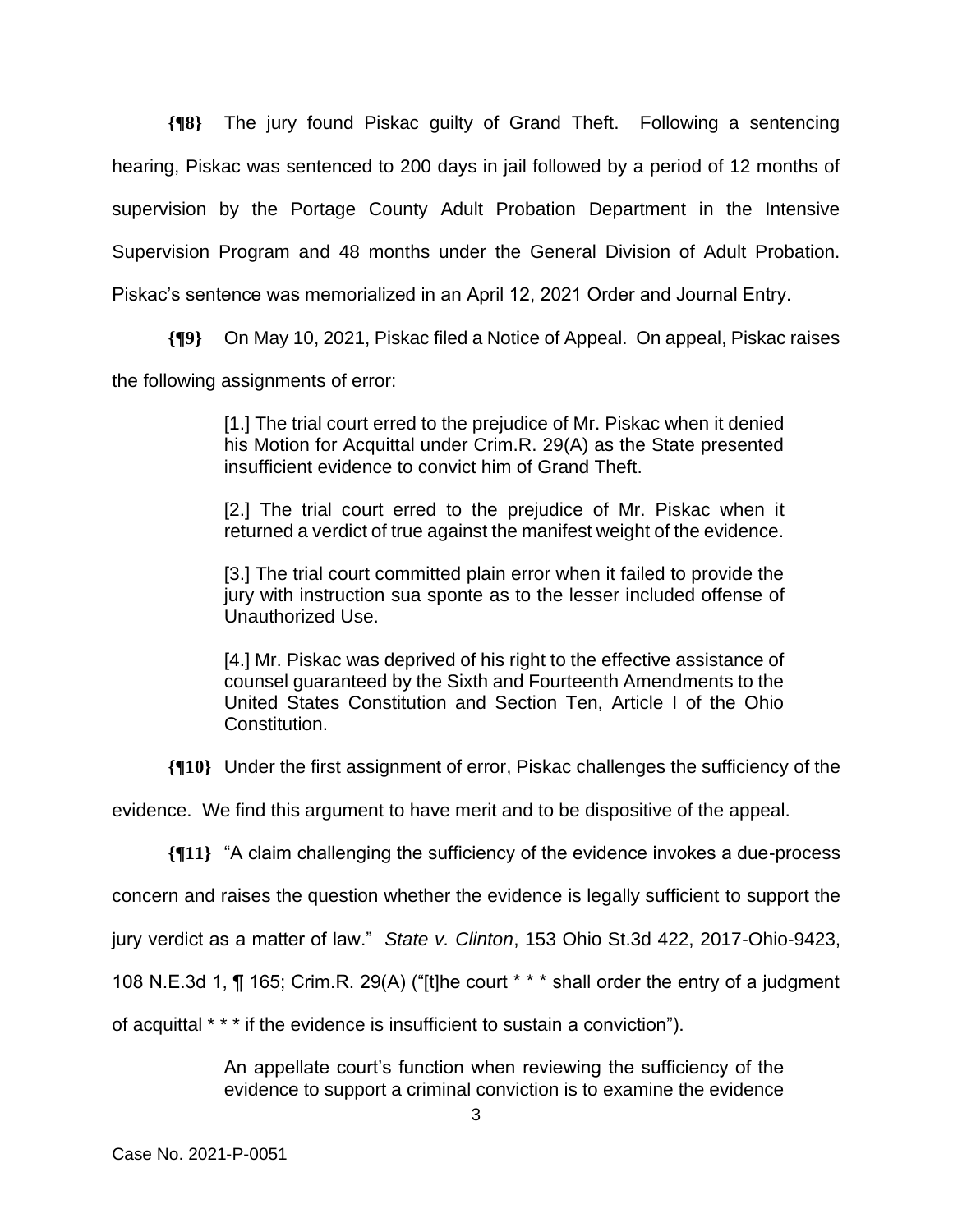**{¶8}** The jury found Piskac guilty of Grand Theft. Following a sentencing hearing, Piskac was sentenced to 200 days in jail followed by a period of 12 months of supervision by the Portage County Adult Probation Department in the Intensive Supervision Program and 48 months under the General Division of Adult Probation. Piskac's sentence was memorialized in an April 12, 2021 Order and Journal Entry.

**{¶9}** On May 10, 2021, Piskac filed a Notice of Appeal. On appeal, Piskac raises the following assignments of error:

> [1.] The trial court erred to the prejudice of Mr. Piskac when it denied his Motion for Acquittal under Crim.R. 29(A) as the State presented insufficient evidence to convict him of Grand Theft.
>
> [2.] The trial court erred to the prejudice of Mr. Piskac when it returned a verdict of true against the manifest weight of the evidence.
>
> [3.] The trial court committed plain error when it failed to provide the jury with instruction sua sponte as to the lesser included offense of Unauthorized Use.
>
> [4.] Mr. Piskac was deprived of his right to the effective assistance of counsel guaranteed by the Sixth and Fourteenth Amendments to the United States Constitution and Section Ten, Article I of the Ohio Constitution.

**{¶10}** Under the first assignment of error, Piskac challenges the sufficiency of the evidence. We find this argument to have merit and to be dispositive of the appeal.

**{¶11}** "A claim challenging the sufficiency of the evidence invokes a due-process concern and raises the question whether the evidence is legally sufficient to support the jury verdict as a matter of law." *State v. Clinton*, 153 Ohio St.3d 422, 2017-Ohio-9423, 108 N.E.3d 1, ¶ 165; Crim.R. 29(A) ("[t]he court * * * shall order the entry of a judgment of acquittal * * * if the evidence is insufficient to sustain a conviction").

> An appellate court's function when reviewing the sufficiency of the evidence to support a criminal conviction is to examine the evidence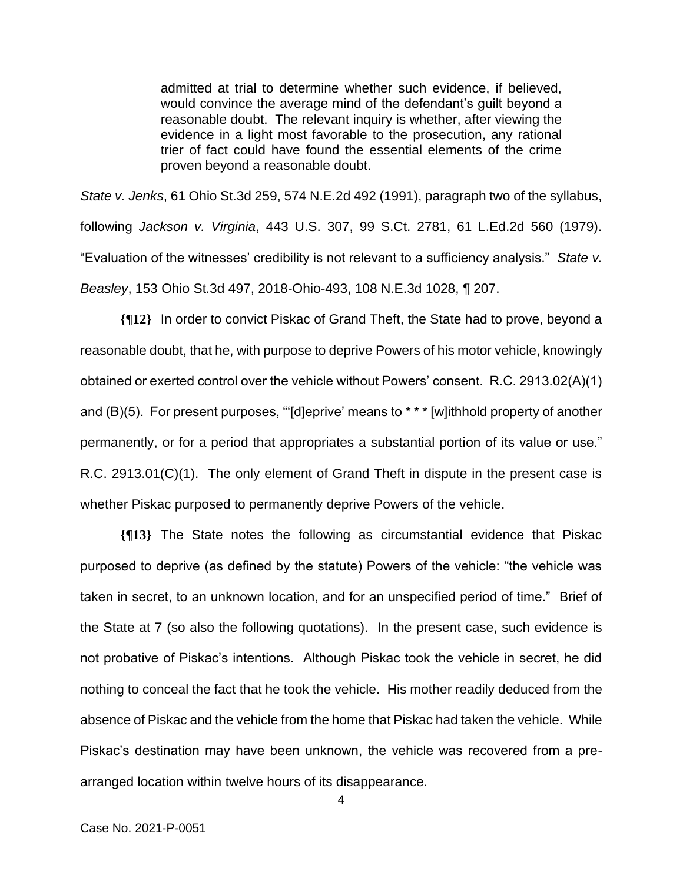> admitted at trial to determine whether such evidence, if believed, would convince the average mind of the defendant's guilt beyond a reasonable doubt. The relevant inquiry is whether, after viewing the evidence in a light most favorable to the prosecution, any rational trier of fact could have found the essential elements of the crime proven beyond a reasonable doubt.

*State v. Jenks*, 61 Ohio St.3d 259, 574 N.E.2d 492 (1991), paragraph two of the syllabus, following *Jackson v. Virginia*, 443 U.S. 307, 99 S.Ct. 2781, 61 L.Ed.2d 560 (1979). "Evaluation of the witnesses' credibility is not relevant to a sufficiency analysis." *State v. Beasley*, 153 Ohio St.3d 497, 2018-Ohio-493, 108 N.E.3d 1028, ¶ 207.

**{¶12}** In order to convict Piskac of Grand Theft, the State had to prove, beyond a reasonable doubt, that he, with purpose to deprive Powers of his motor vehicle, knowingly obtained or exerted control over the vehicle without Powers' consent. R.C. 2913.02(A)(1) and (B)(5). For present purposes, "'[d]eprive' means to * * * [w]ithhold property of another permanently, or for a period that appropriates a substantial portion of its value or use." R.C. 2913.01(C)(1). The only element of Grand Theft in dispute in the present case is whether Piskac purposed to permanently deprive Powers of the vehicle.

**{¶13}** The State notes the following as circumstantial evidence that Piskac purposed to deprive (as defined by the statute) Powers of the vehicle: "the vehicle was taken in secret, to an unknown location, and for an unspecified period of time." Brief of the State at 7 (so also the following quotations). In the present case, such evidence is not probative of Piskac's intentions. Although Piskac took the vehicle in secret, he did nothing to conceal the fact that he took the vehicle. His mother readily deduced from the absence of Piskac and the vehicle from the home that Piskac had taken the vehicle. While Piskac's destination may have been unknown, the vehicle was recovered from a pre-arranged location within twelve hours of its disappearance.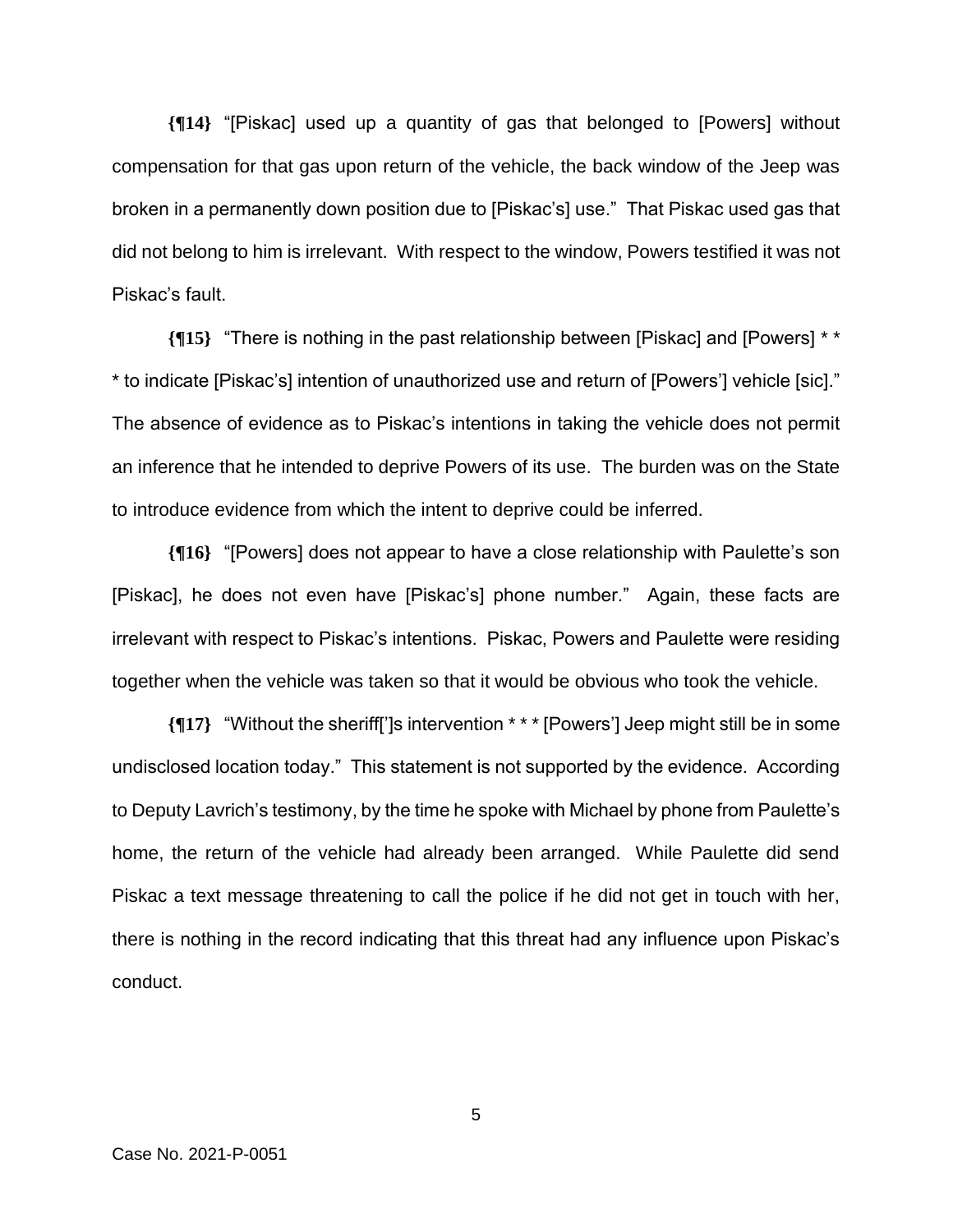**{¶14}** "[Piskac] used up a quantity of gas that belonged to [Powers] without compensation for that gas upon return of the vehicle, the back window of the Jeep was broken in a permanently down position due to [Piskac's] use." That Piskac used gas that did not belong to him is irrelevant. With respect to the window, Powers testified it was not Piskac's fault.

**{¶15}** "There is nothing in the past relationship between [Piskac] and [Powers] * * * to indicate [Piskac's] intention of unauthorized use and return of [Powers'] vehicle [sic]." The absence of evidence as to Piskac's intentions in taking the vehicle does not permit an inference that he intended to deprive Powers of its use. The burden was on the State to introduce evidence from which the intent to deprive could be inferred.

**{¶16}** "[Powers] does not appear to have a close relationship with Paulette's son [Piskac], he does not even have [Piskac's] phone number." Again, these facts are irrelevant with respect to Piskac's intentions. Piskac, Powers and Paulette were residing together when the vehicle was taken so that it would be obvious who took the vehicle.

**{¶17}** "Without the sheriff[']s intervention * * * [Powers'] Jeep might still be in some undisclosed location today." This statement is not supported by the evidence. According to Deputy Lavrich's testimony, by the time he spoke with Michael by phone from Paulette's home, the return of the vehicle had already been arranged. While Paulette did send Piskac a text message threatening to call the police if he did not get in touch with her, there is nothing in the record indicating that this threat had any influence upon Piskac's conduct.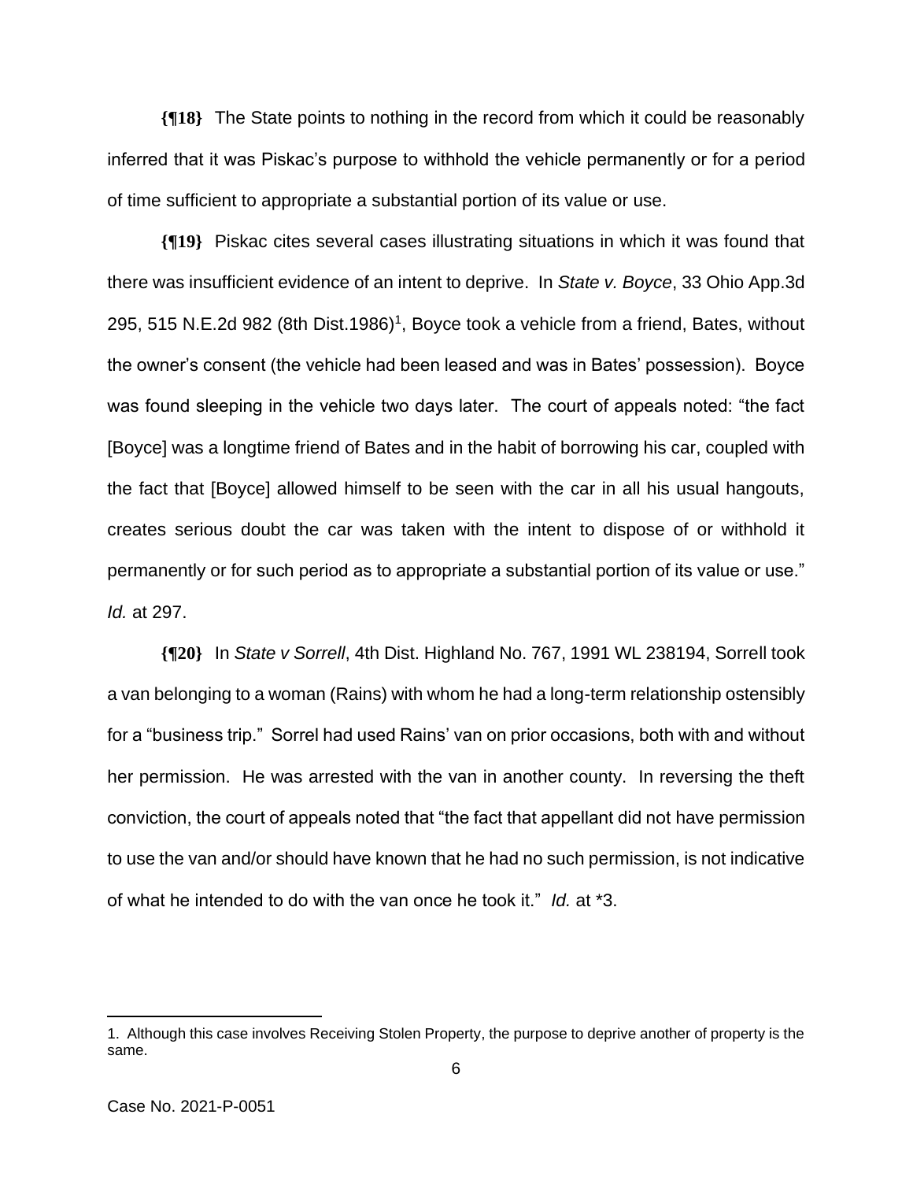**{¶18}** The State points to nothing in the record from which it could be reasonably inferred that it was Piskac's purpose to withhold the vehicle permanently or for a period of time sufficient to appropriate a substantial portion of its value or use.

**{¶19}** Piskac cites several cases illustrating situations in which it was found that there was insufficient evidence of an intent to deprive. In *State v. Boyce*, 33 Ohio App.3d 295, 515 N.E.2d 982 (8th Dist.1986)[1], Boyce took a vehicle from a friend, Bates, without the owner's consent (the vehicle had been leased and was in Bates' possession). Boyce was found sleeping in the vehicle two days later. The court of appeals noted: "the fact [Boyce] was a longtime friend of Bates and in the habit of borrowing his car, coupled with the fact that [Boyce] allowed himself to be seen with the car in all his usual hangouts, creates serious doubt the car was taken with the intent to dispose of or withhold it permanently or for such period as to appropriate a substantial portion of its value or use." *Id.* at 297.

**{¶20}** In *State v Sorrell*, 4th Dist. Highland No. 767, 1991 WL 238194, Sorrell took a van belonging to a woman (Rains) with whom he had a long-term relationship ostensibly for a "business trip." Sorrel had used Rains' van on prior occasions, both with and without her permission. He was arrested with the van in another county. In reversing the theft conviction, the court of appeals noted that "the fact that appellant did not have permission to use the van and/or should have known that he had no such permission, is not indicative of what he intended to do with the van once he took it." *Id.* at *3.

---

1. Although this case involves Receiving Stolen Property, the purpose to deprive another of property is the same.

Case No. 2021-P-0051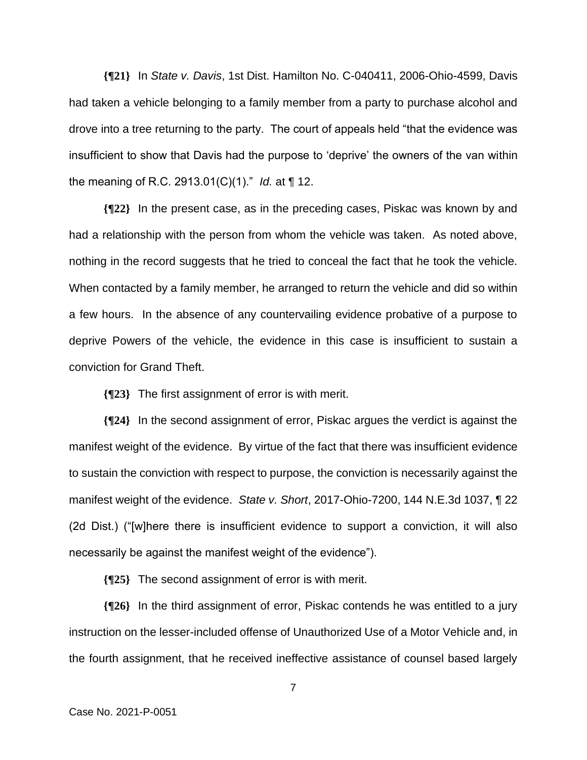**{¶21}** In *State v. Davis*, 1st Dist. Hamilton No. C-040411, 2006-Ohio-4599, Davis had taken a vehicle belonging to a family member from a party to purchase alcohol and drove into a tree returning to the party. The court of appeals held "that the evidence was insufficient to show that Davis had the purpose to 'deprive' the owners of the van within the meaning of R.C. 2913.01(C)(1)." *Id.* at ¶ 12.

**{¶22}** In the present case, as in the preceding cases, Piskac was known by and had a relationship with the person from whom the vehicle was taken. As noted above, nothing in the record suggests that he tried to conceal the fact that he took the vehicle. When contacted by a family member, he arranged to return the vehicle and did so within a few hours. In the absence of any countervailing evidence probative of a purpose to deprive Powers of the vehicle, the evidence in this case is insufficient to sustain a conviction for Grand Theft.

**{¶23}** The first assignment of error is with merit.

**{¶24}** In the second assignment of error, Piskac argues the verdict is against the manifest weight of the evidence. By virtue of the fact that there was insufficient evidence to sustain the conviction with respect to purpose, the conviction is necessarily against the manifest weight of the evidence. *State v. Short*, 2017-Ohio-7200, 144 N.E.3d 1037, ¶ 22 (2d Dist.) ("[w]here there is insufficient evidence to support a conviction, it will also necessarily be against the manifest weight of the evidence").

**{¶25}** The second assignment of error is with merit.

**{¶26}** In the third assignment of error, Piskac contends he was entitled to a jury instruction on the lesser-included offense of Unauthorized Use of a Motor Vehicle and, in the fourth assignment, that he received ineffective assistance of counsel based largely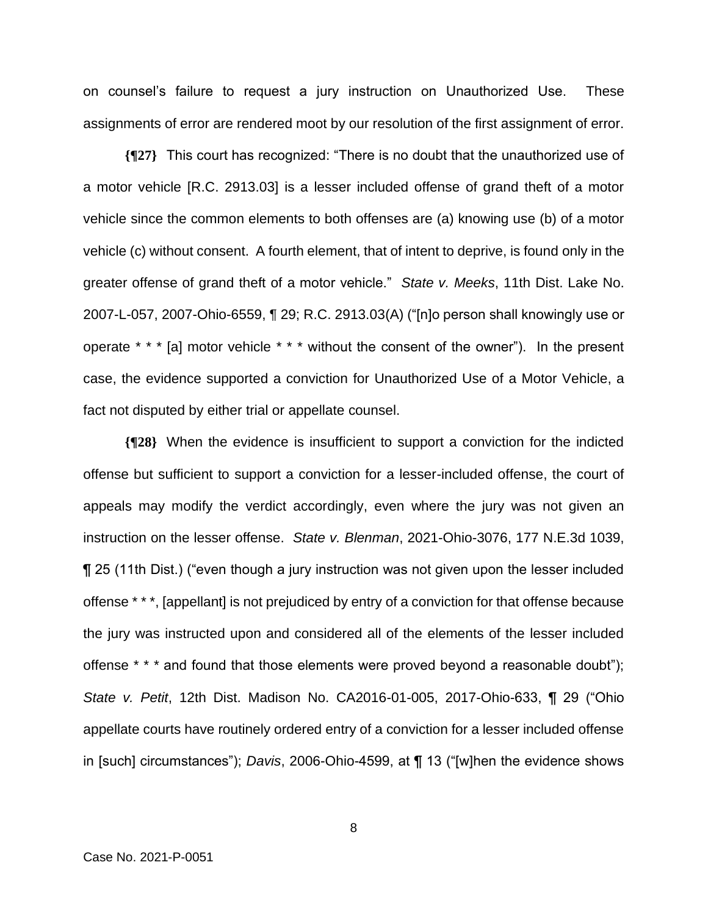on counsel's failure to request a jury instruction on Unauthorized Use. These assignments of error are rendered moot by our resolution of the first assignment of error.

**{¶27}** This court has recognized: "There is no doubt that the unauthorized use of a motor vehicle [R.C. 2913.03] is a lesser included offense of grand theft of a motor vehicle since the common elements to both offenses are (a) knowing use (b) of a motor vehicle (c) without consent. A fourth element, that of intent to deprive, is found only in the greater offense of grand theft of a motor vehicle." *State v. Meeks*, 11th Dist. Lake No. 2007-L-057, 2007-Ohio-6559, ¶ 29; R.C. 2913.03(A) ("[n]o person shall knowingly use or operate * * * [a] motor vehicle * * * without the consent of the owner"). In the present case, the evidence supported a conviction for Unauthorized Use of a Motor Vehicle, a fact not disputed by either trial or appellate counsel.

**{¶28}** When the evidence is insufficient to support a conviction for the indicted offense but sufficient to support a conviction for a lesser-included offense, the court of appeals may modify the verdict accordingly, even where the jury was not given an instruction on the lesser offense. *State v. Blenman*, 2021-Ohio-3076, 177 N.E.3d 1039, ¶ 25 (11th Dist.) ("even though a jury instruction was not given upon the lesser included offense * * *, [appellant] is not prejudiced by entry of a conviction for that offense because the jury was instructed upon and considered all of the elements of the lesser included offense * * * and found that those elements were proved beyond a reasonable doubt"); *State v. Petit*, 12th Dist. Madison No. CA2016-01-005, 2017-Ohio-633, ¶ 29 ("Ohio appellate courts have routinely ordered entry of a conviction for a lesser included offense in [such] circumstances"); *Davis*, 2006-Ohio-4599, at ¶ 13 ("[w]hen the evidence shows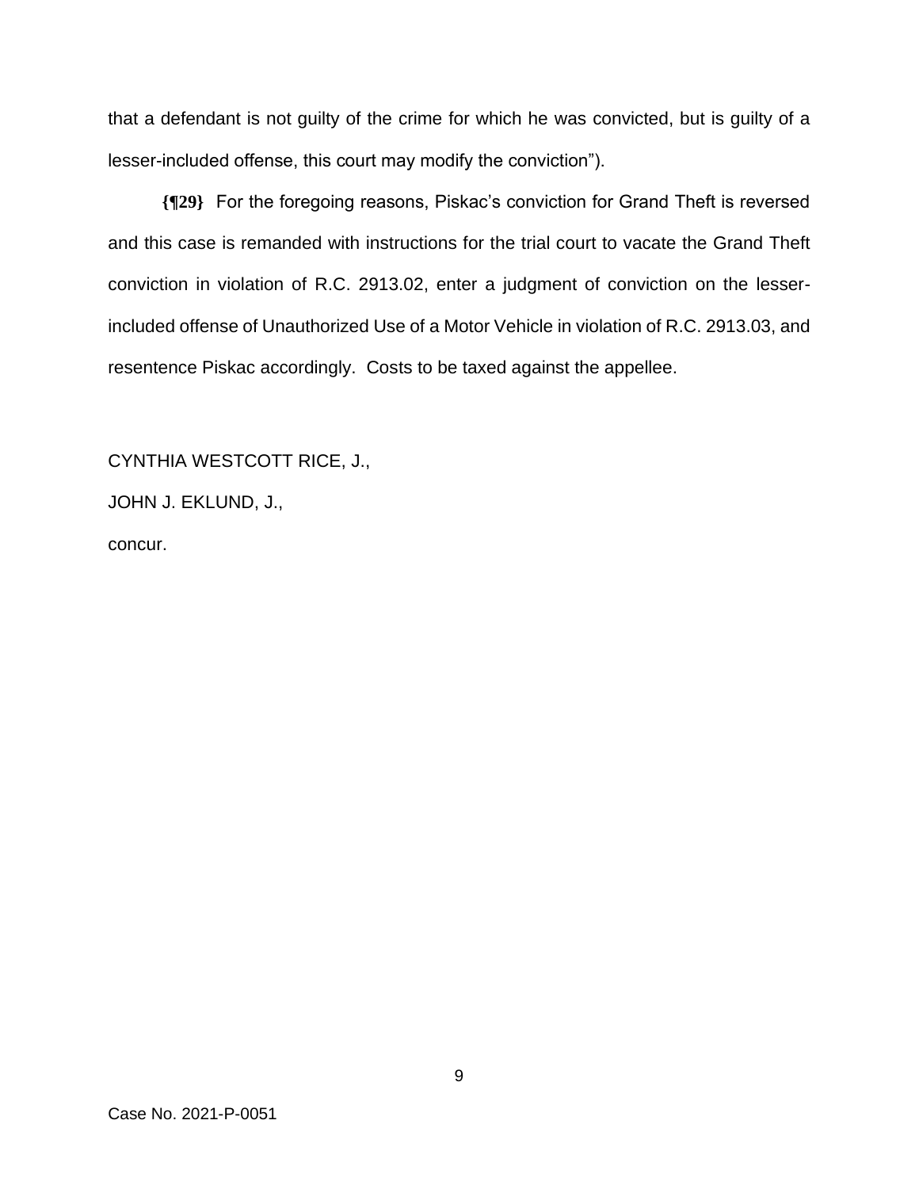that a defendant is not guilty of the crime for which he was convicted, but is guilty of a lesser-included offense, this court may modify the conviction").

**{¶29}** For the foregoing reasons, Piskac's conviction for Grand Theft is reversed and this case is remanded with instructions for the trial court to vacate the Grand Theft conviction in violation of R.C. 2913.02, enter a judgment of conviction on the lesser-included offense of Unauthorized Use of a Motor Vehicle in violation of R.C. 2913.03, and resentence Piskac accordingly. Costs to be taxed against the appellee.

CYNTHIA WESTCOTT RICE, J.,

JOHN J. EKLUND, J.,

concur.